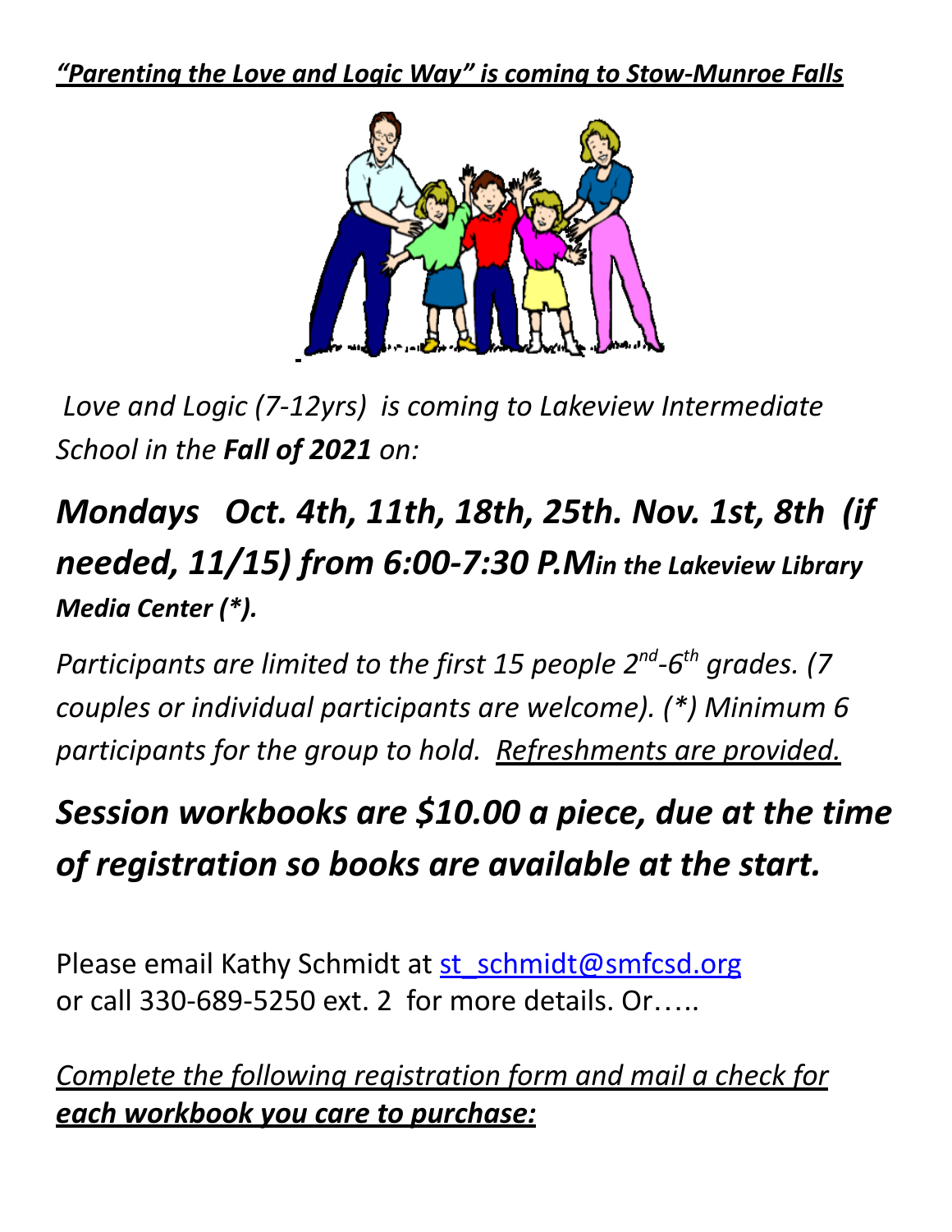***<u>"Parenting the Love and Logic Way" is coming to Stow-Munroe Falls</u>***

*Love and Logic (7-12yrs) is coming to Lakeview Intermediate School in the* ***Fall of 2021*** *on:*

## *Mondays Oct. 4th, 11th, 18th, 25th. Nov. 1st, 8th (if needed, 11/15) from 6:00-7:30 P.M* ***in the Lakeview Library Media Center (*).***

*Participants are limited to the first 15 people 2nd-6th grades. (7 couples or individual participants are welcome). (*) Minimum 6 participants for the group to hold. <u>Refreshments are provided.</u>*

## *Session workbooks are $10.00 a piece, due at the time of registration so books are available at the start.*

Please email Kathy Schmidt at [st_schmidt@smfcsd.org](mailto:st_schmidt@smfcsd.org)
or call 330-689-5250 ext. 2 for more details. Or…..

*<u>Complete the following registration form and mail a check for</u>* ***<u>each workbook you care to purchase:</u>***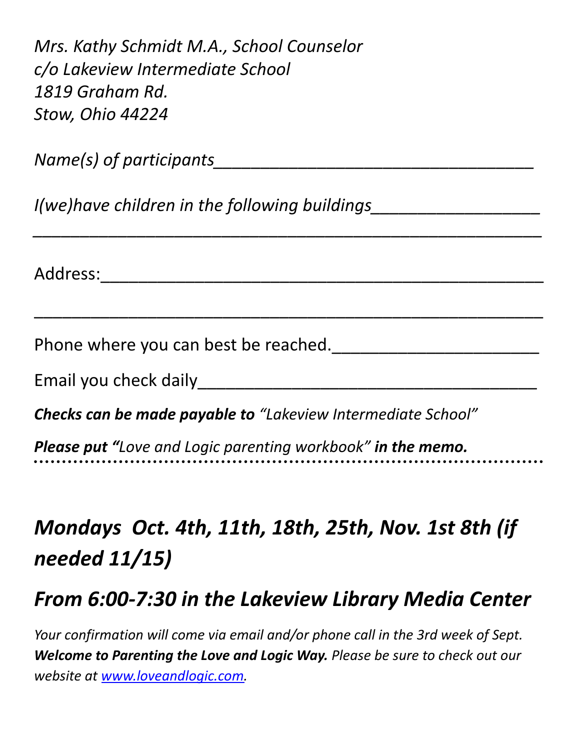*Mrs. Kathy Schmidt M.A., School Counselor*
*c/o Lakeview Intermediate School*
*1819 Graham Rd.*
*Stow, Ohio 44224*

*Name(s) of participants*___________________________________

*I(we)have children in the following buildings*__________________
_______________________________________________________

Address:_______________________________________________

_______________________________________________________

Phone where you can best be reached.______________________

Email you check daily____________________________________

***Checks can be made payable to*** *"Lakeview Intermediate School"*

***Please put "****Love and Logic parenting workbook"* ***in the memo.***

---

## *Mondays Oct. 4th, 11th, 18th, 25th, Nov. 1st 8th (if needed 11/15)*

## *From 6:00-7:30 in the Lakeview Library Media Center*

*Your confirmation will come via email and/or phone call in the 3rd week of Sept.* ***Welcome to Parenting the Love and Logic Way.*** *Please be sure to check out our website at [www.loveandlogic.com](http://www.loveandlogic.com).*